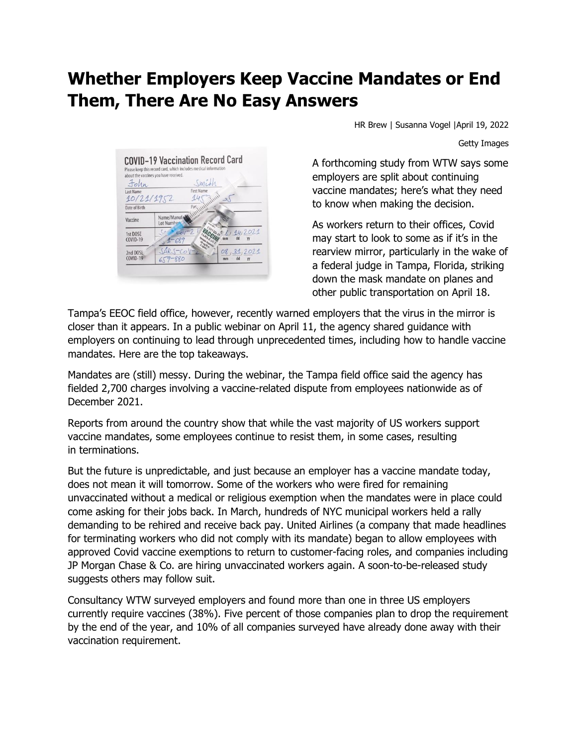# Whether Employers Keep Vaccine Mandates or End Them, There Are No Easy Answers

HR Brew | Susanna Vogel |April 19, 2022

Getty Images

A forthcoming study from WTW says some employers are split about continuing vaccine mandates; here's what they need to know when making the decision.

As workers return to their offices, Covid may start to look to some as if it's in the rearview mirror, particularly in the wake of a federal judge in Tampa, Florida, striking down the mask mandate on planes and other public transportation on April 18.

Tampa's EEOC field office, however, recently warned employers that the virus in the mirror is closer than it appears. In a public webinar on April 11, the agency shared guidance with employers on continuing to lead through unprecedented times, including how to handle vaccine mandates. Here are the top takeaways.

Mandates are (still) messy. During the webinar, the Tampa field office said the agency has fielded 2,700 charges involving a vaccine-related dispute from employees nationwide as of December 2021.

Reports from around the country show that while the vast majority of US workers support vaccine mandates, some employees continue to resist them, in some cases, resulting in terminations.

But the future is unpredictable, and just because an employer has a vaccine mandate today, does not mean it will tomorrow. Some of the workers who were fired for remaining unvaccinated without a medical or religious exemption when the mandates were in place could come asking for their jobs back. In March, hundreds of NYC municipal workers held a rally demanding to be rehired and receive back pay. United Airlines (a company that made headlines for terminating workers who did not comply with its mandate) began to allow employees with approved Covid vaccine exemptions to return to customer-facing roles, and companies including JP Morgan Chase & Co. are hiring unvaccinated workers again. A soon-to-be-released study suggests others may follow suit.

Consultancy WTW surveyed employers and found more than one in three US employers currently require vaccines (38%). Five percent of those companies plan to drop the requirement by the end of the year, and 10% of all companies surveyed have already done away with their vaccination requirement.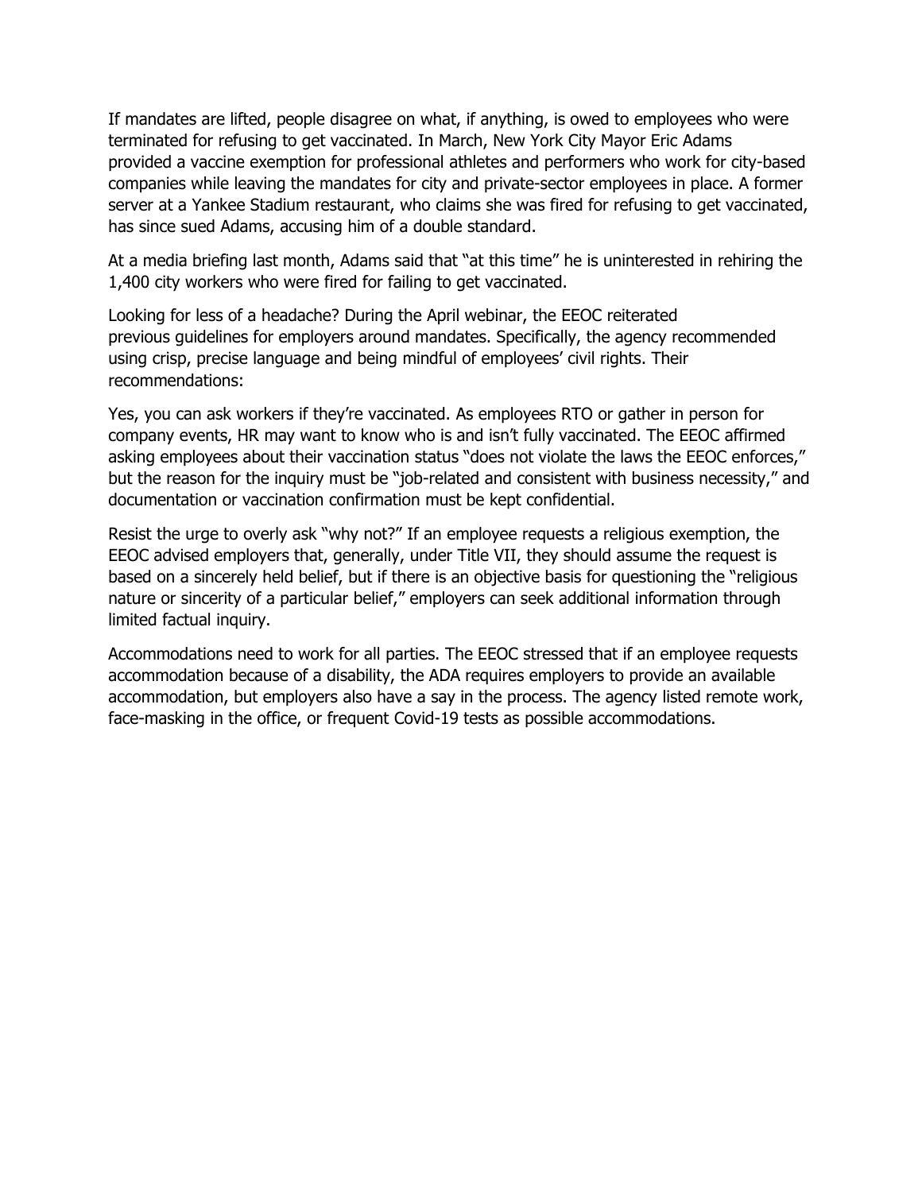If mandates are lifted, people disagree on what, if anything, is owed to employees who were terminated for refusing to get vaccinated. In March, New York City Mayor Eric Adams provided a vaccine exemption for professional athletes and performers who work for city-based companies while leaving the mandates for city and private-sector employees in place. A former server at a Yankee Stadium restaurant, who claims she was fired for refusing to get vaccinated, has since sued Adams, accusing him of a double standard.

At a media briefing last month, Adams said that "at this time" he is uninterested in rehiring the 1,400 city workers who were fired for failing to get vaccinated.

Looking for less of a headache? During the April webinar, the EEOC reiterated previous guidelines for employers around mandates. Specifically, the agency recommended using crisp, precise language and being mindful of employees' civil rights. Their recommendations:

Yes, you can ask workers if they're vaccinated. As employees RTO or gather in person for company events, HR may want to know who is and isn't fully vaccinated. The EEOC affirmed asking employees about their vaccination status "does not violate the laws the EEOC enforces," but the reason for the inquiry must be "job-related and consistent with business necessity," and documentation or vaccination confirmation must be kept confidential.

Resist the urge to overly ask "why not?" If an employee requests a religious exemption, the EEOC advised employers that, generally, under Title VII, they should assume the request is based on a sincerely held belief, but if there is an objective basis for questioning the "religious nature or sincerity of a particular belief," employers can seek additional information through limited factual inquiry.

Accommodations need to work for all parties. The EEOC stressed that if an employee requests accommodation because of a disability, the ADA requires employers to provide an available accommodation, but employers also have a say in the process. The agency listed remote work, face-masking in the office, or frequent Covid-19 tests as possible accommodations.